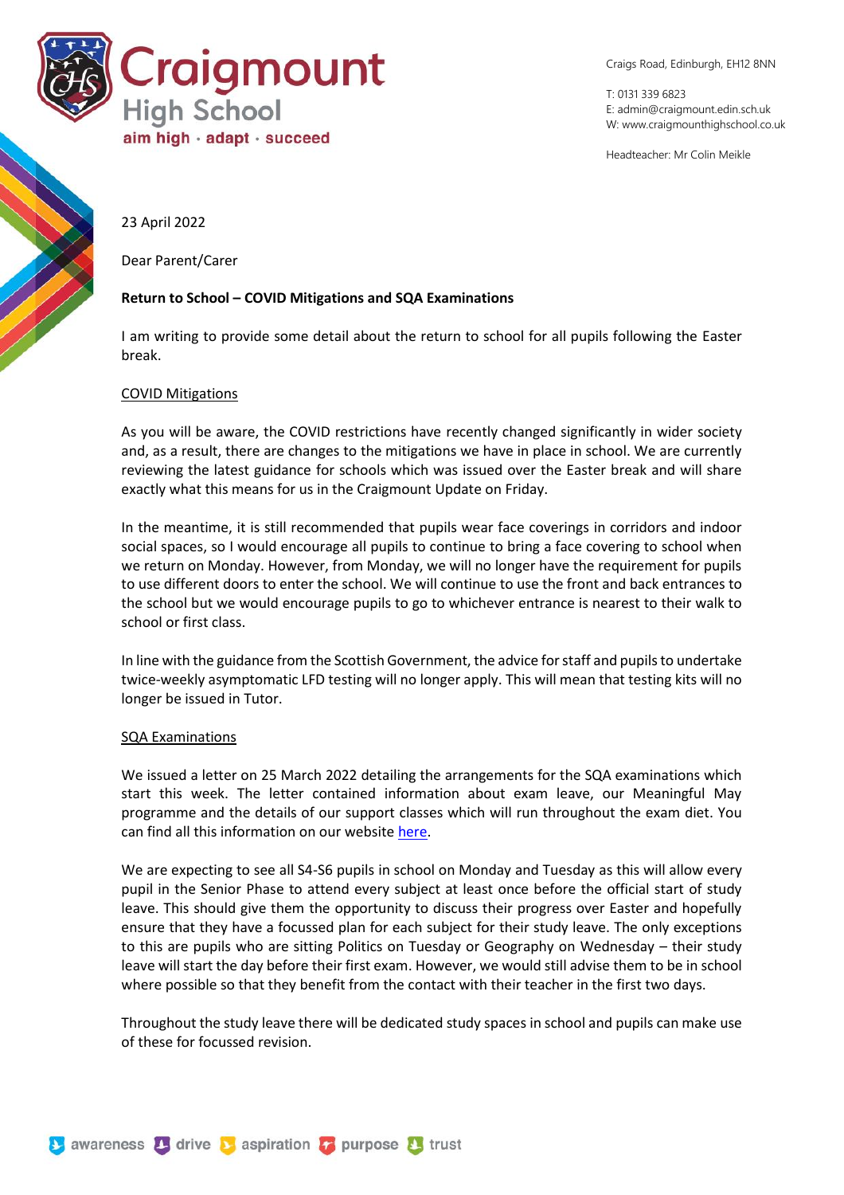# Craigmount High School

**aim high · adapt · succeed**

Craigs Road, Edinburgh, EH12 8NN

T: 0131 339 6823
E: admin@craigmount.edin.sch.uk
W: www.craigmounthighschool.co.uk

Headteacher: Mr Colin Meikle

23 April 2022

Dear Parent/Carer

**Return to School – COVID Mitigations and SQA Examinations**

I am writing to provide some detail about the return to school for all pupils following the Easter break.

## COVID Mitigations

As you will be aware, the COVID restrictions have recently changed significantly in wider society and, as a result, there are changes to the mitigations we have in place in school. We are currently reviewing the latest guidance for schools which was issued over the Easter break and will share exactly what this means for us in the Craigmount Update on Friday.

In the meantime, it is still recommended that pupils wear face coverings in corridors and indoor social spaces, so I would encourage all pupils to continue to bring a face covering to school when we return on Monday. However, from Monday, we will no longer have the requirement for pupils to use different doors to enter the school. We will continue to use the front and back entrances to the school but we would encourage pupils to go to whichever entrance is nearest to their walk to school or first class.

In line with the guidance from the Scottish Government, the advice for staff and pupils to undertake twice-weekly asymptomatic LFD testing will no longer apply. This will mean that testing kits will no longer be issued in Tutor.

## SQA Examinations

We issued a letter on 25 March 2022 detailing the arrangements for the SQA examinations which start this week. The letter contained information about exam leave, our Meaningful May programme and the details of our support classes which will run throughout the exam diet. You can find all this information on our website here.

We are expecting to see all S4-S6 pupils in school on Monday and Tuesday as this will allow every pupil in the Senior Phase to attend every subject at least once before the official start of study leave. This should give them the opportunity to discuss their progress over Easter and hopefully ensure that they have a focussed plan for each subject for their study leave. The only exceptions to this are pupils who are sitting Politics on Tuesday or Geography on Wednesday – their study leave will start the day before their first exam. However, we would still advise them to be in school where possible so that they benefit from the contact with their teacher in the first two days.

Throughout the study leave there will be dedicated study spaces in school and pupils can make use of these for focussed revision.

awareness · drive · aspiration · purpose · trust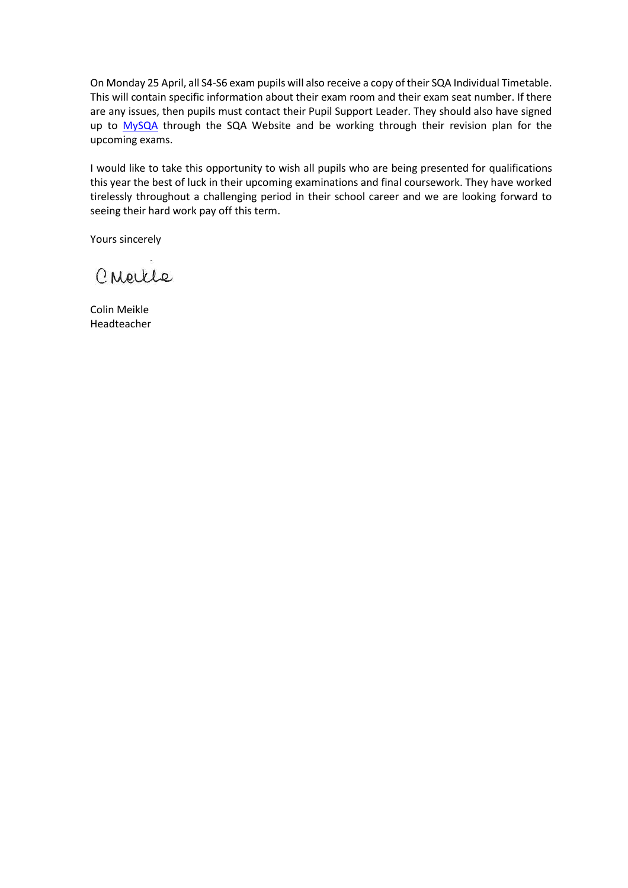On Monday 25 April, all S4-S6 exam pupils will also receive a copy of their SQA Individual Timetable. This will contain specific information about their exam room and their exam seat number. If there are any issues, then pupils must contact their Pupil Support Leader. They should also have signed up to MySQA through the SQA Website and be working through their revision plan for the upcoming exams.

I would like to take this opportunity to wish all pupils who are being presented for qualifications this year the best of luck in their upcoming examinations and final coursework. They have worked tirelessly throughout a challenging period in their school career and we are looking forward to seeing their hard work pay off this term.

Yours sincerely

C Meikle

Colin Meikle
Headteacher